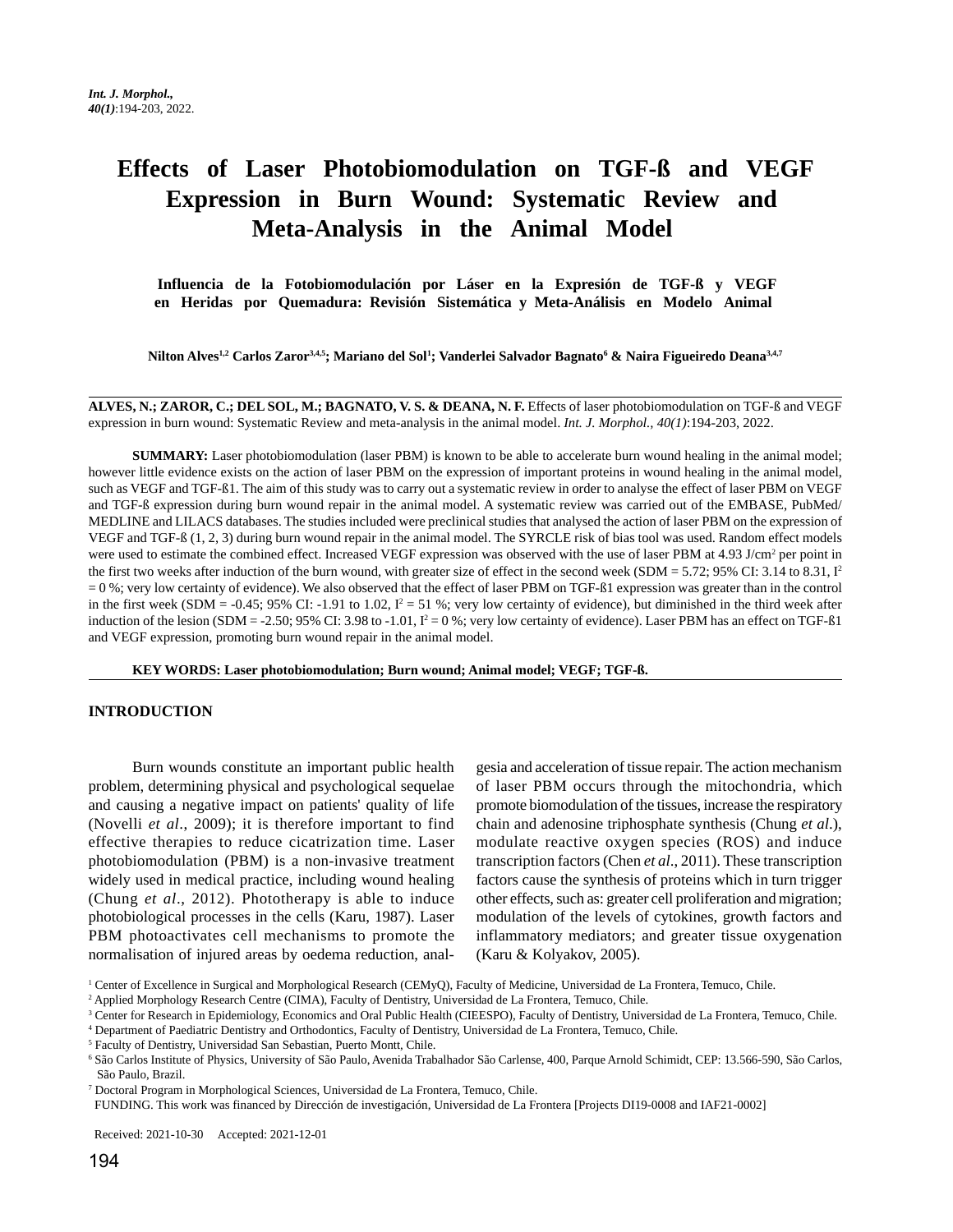# Effects of Laser Photobiomodulation on TGF-ß and VEGF Expression in Burn Wound: Systematic Review and Meta-Analysis in the Animal Model

## Influencia de la Fotobiomodulación por Láser en la Expresión de TGF-ß y VEGF en Heridas por Quemadura: Revisión Sistemática y Meta-Análisis en Modelo Animal

**Nilton Alves[1,2] Carlos Zaror[3,4,5]; Mariano del Sol[1]; Vanderlei Salvador Bagnato[6] & Naira Figueiredo Deana[3,4,7]**

---

**ALVES, N.; ZAROR, C.; DEL SOL, M.; BAGNATO, V. S. & DEANA, N. F.** Effects of laser photobiomodulation on TGF-ß and VEGF expression in burn wound: Systematic Review and meta-analysis in the animal model. *Int. J. Morphol., 40(1)*:194-203, 2022.

**SUMMARY:** Laser photobiomodulation (laser PBM) is known to be able to accelerate burn wound healing in the animal model; however little evidence exists on the action of laser PBM on the expression of important proteins in wound healing in the animal model, such as VEGF and TGF-ß1. The aim of this study was to carry out a systematic review in order to analyse the effect of laser PBM on VEGF and TGF-ß expression during burn wound repair in the animal model. A systematic review was carried out of the EMBASE, PubMed/MEDLINE and LILACS databases. The studies included were preclinical studies that analysed the action of laser PBM on the expression of VEGF and TGF-ß (1, 2, 3) during burn wound repair in the animal model. The SYRCLE risk of bias tool was used. Random effect models were used to estimate the combined effect. Increased VEGF expression was observed with the use of laser PBM at 4.93 J/cm$^2$ per point in the first two weeks after induction of the burn wound, with greater size of effect in the second week (SDM = 5.72; 95% CI: 3.14 to 8.31, $I^2$ = 0 %; very low certainty of evidence). We also observed that the effect of laser PBM on TGF-ß1 expression was greater than in the control in the first week (SDM = -0.45; 95% CI: -1.91 to 1.02, $I^2$ = 51 %; very low certainty of evidence), but diminished in the third week after induction of the lesion (SDM = -2.50; 95% CI: 3.98 to -1.01, $I^2$ = 0 %; very low certainty of evidence). Laser PBM has an effect on TGF-ß1 and VEGF expression, promoting burn wound repair in the animal model.

**KEY WORDS: Laser photobiomodulation; Burn wound; Animal model; VEGF; TGF-ß.**

---

## INTRODUCTION

Burn wounds constitute an important public health problem, determining physical and psychological sequelae and causing a negative impact on patients' quality of life (Novelli *et al*., 2009); it is therefore important to find effective therapies to reduce cicatrization time. Laser photobiomodulation (PBM) is a non-invasive treatment widely used in medical practice, including wound healing (Chung *et al*., 2012). Phototherapy is able to induce photobiological processes in the cells (Karu, 1987). Laser PBM photoactivates cell mechanisms to promote the normalisation of injured areas by oedema reduction, analgesia and acceleration of tissue repair. The action mechanism of laser PBM occurs through the mitochondria, which promote biomodulation of the tissues, increase the respiratory chain and adenosine triphosphate synthesis (Chung *et al*.), modulate reactive oxygen species (ROS) and induce transcription factors (Chen *et al*., 2011). These transcription factors cause the synthesis of proteins which in turn trigger other effects, such as: greater cell proliferation and migration; modulation of the levels of cytokines, growth factors and inflammatory mediators; and greater tissue oxygenation (Karu & Kolyakov, 2005).

---

[1] Center of Excellence in Surgical and Morphological Research (CEMyQ), Faculty of Medicine, Universidad de La Frontera, Temuco, Chile.
[2] Applied Morphology Research Centre (CIMA), Faculty of Dentistry, Universidad de La Frontera, Temuco, Chile.
[3] Center for Research in Epidemiology, Economics and Oral Public Health (CIEESPO), Faculty of Dentistry, Universidad de La Frontera, Temuco, Chile.
[4] Department of Paediatric Dentistry and Orthodontics, Faculty of Dentistry, Universidad de La Frontera, Temuco, Chile.
[5] Faculty of Dentistry, Universidad San Sebastian, Puerto Montt, Chile.
[6] São Carlos Institute of Physics, University of São Paulo, Avenida Trabalhador São Carlense, 400, Parque Arnold Schimidt, CEP: 13.566-590, São Carlos, São Paulo, Brazil.
[7] Doctoral Program in Morphological Sciences, Universidad de La Frontera, Temuco, Chile.

FUNDING. This work was financed by Dirección de investigación, Universidad de La Frontera [Projects DI19-0008 and IAF21-0002]

Received: 2021-10-30 Accepted: 2021-12-01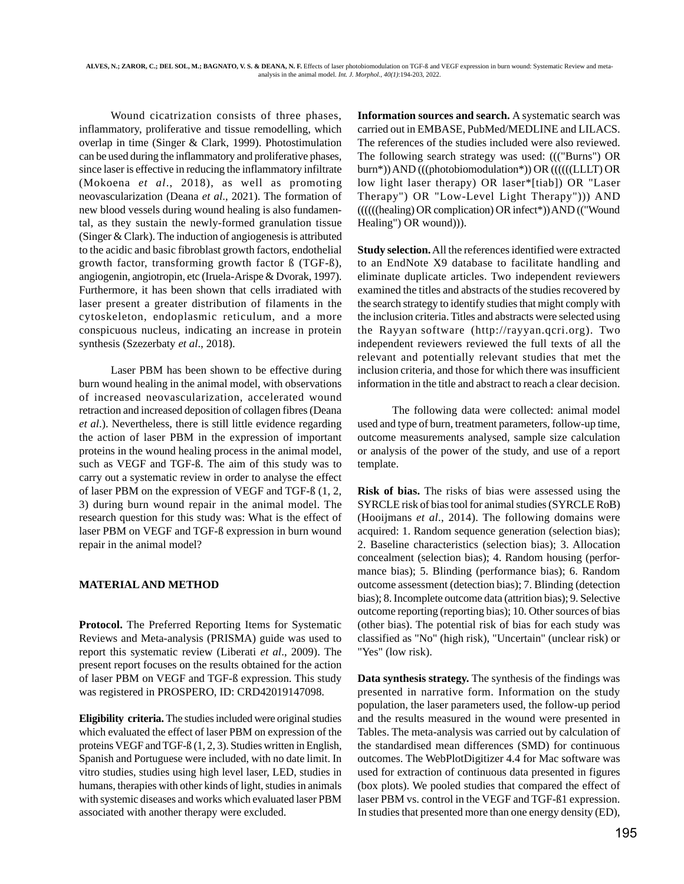Wound cicatrization consists of three phases, inflammatory, proliferative and tissue remodelling, which overlap in time (Singer & Clark, 1999). Photostimulation can be used during the inflammatory and proliferative phases, since laser is effective in reducing the inflammatory infiltrate (Mokoena *et al*., 2018), as well as promoting neovascularization (Deana *et al*., 2021). The formation of new blood vessels during wound healing is also fundamental, as they sustain the newly-formed granulation tissue (Singer & Clark). The induction of angiogenesis is attributed to the acidic and basic fibroblast growth factors, endothelial growth factor, transforming growth factor ß (TGF-ß), angiogenin, angiotropin, etc (Iruela-Arispe & Dvorak, 1997). Furthermore, it has been shown that cells irradiated with laser present a greater distribution of filaments in the cytoskeleton, endoplasmic reticulum, and a more conspicuous nucleus, indicating an increase in protein synthesis (Szezerbaty *et al*., 2018).

Laser PBM has been shown to be effective during burn wound healing in the animal model, with observations of increased neovascularization, accelerated wound retraction and increased deposition of collagen fibres (Deana *et al*.). Nevertheless, there is still little evidence regarding the action of laser PBM in the expression of important proteins in the wound healing process in the animal model, such as VEGF and TGF-ß. The aim of this study was to carry out a systematic review in order to analyse the effect of laser PBM on the expression of VEGF and TGF-ß (1, 2, 3) during burn wound repair in the animal model. The research question for this study was: What is the effect of laser PBM on VEGF and TGF-ß expression in burn wound repair in the animal model?

## MATERIAL AND METHOD

**Protocol.** The Preferred Reporting Items for Systematic Reviews and Meta-analysis (PRISMA) guide was used to report this systematic review (Liberati *et al*., 2009). The present report focuses on the results obtained for the action of laser PBM on VEGF and TGF-ß expression. This study was registered in PROSPERO, ID: CRD42019147098.

**Eligibility criteria.** The studies included were original studies which evaluated the effect of laser PBM on expression of the proteins VEGF and TGF-ß (1, 2, 3). Studies written in English, Spanish and Portuguese were included, with no date limit. In vitro studies, studies using high level laser, LED, studies in humans, therapies with other kinds of light, studies in animals with systemic diseases and works which evaluated laser PBM associated with another therapy were excluded.

**Information sources and search.** A systematic search was carried out in EMBASE, PubMed/MEDLINE and LILACS. The references of the studies included were also reviewed. The following search strategy was used: ((("Burns") OR burn*)) AND (((photobiomodulation*)) OR ((((((LLLT) OR low light laser therapy) OR laser*[tiab]) OR "Laser Therapy") OR "Low-Level Light Therapy"))) AND ((((((healing) OR complication) OR infect*)) AND (("Wound Healing") OR wound))).

**Study selection.** All the references identified were extracted to an EndNote X9 database to facilitate handling and eliminate duplicate articles. Two independent reviewers examined the titles and abstracts of the studies recovered by the search strategy to identify studies that might comply with the inclusion criteria. Titles and abstracts were selected using the Rayyan software (http://rayyan.qcri.org). Two independent reviewers reviewed the full texts of all the relevant and potentially relevant studies that met the inclusion criteria, and those for which there was insufficient information in the title and abstract to reach a clear decision.

The following data were collected: animal model used and type of burn, treatment parameters, follow-up time, outcome measurements analysed, sample size calculation or analysis of the power of the study, and use of a report template.

**Risk of bias.** The risks of bias were assessed using the SYRCLE risk of bias tool for animal studies (SYRCLE RoB) (Hooijmans *et al*., 2014). The following domains were acquired: 1. Random sequence generation (selection bias); 2. Baseline characteristics (selection bias); 3. Allocation concealment (selection bias); 4. Random housing (performance bias); 5. Blinding (performance bias); 6. Random outcome assessment (detection bias); 7. Blinding (detection bias); 8. Incomplete outcome data (attrition bias); 9. Selective outcome reporting (reporting bias); 10. Other sources of bias (other bias). The potential risk of bias for each study was classified as "No" (high risk), "Uncertain" (unclear risk) or "Yes" (low risk).

**Data synthesis strategy.** The synthesis of the findings was presented in narrative form. Information on the study population, the laser parameters used, the follow-up period and the results measured in the wound were presented in Tables. The meta-analysis was carried out by calculation of the standardised mean differences (SMD) for continuous outcomes. The WebPlotDigitizer 4.4 for Mac software was used for extraction of continuous data presented in figures (box plots). We pooled studies that compared the effect of laser PBM vs. control in the VEGF and TGF-ß1 expression. In studies that presented more than one energy density (ED),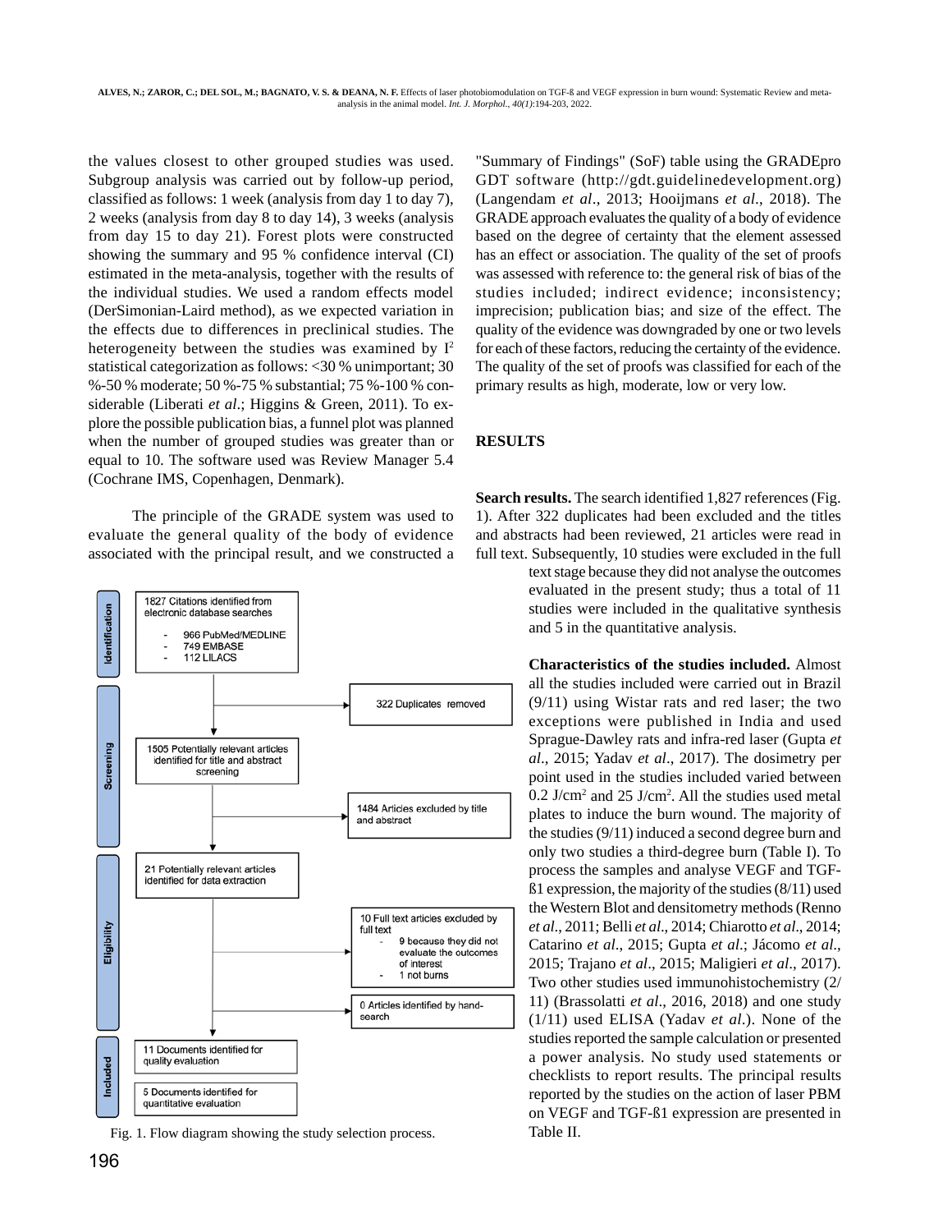the values closest to other grouped studies was used. Subgroup analysis was carried out by follow-up period, classified as follows: 1 week (analysis from day 1 to day 7), 2 weeks (analysis from day 8 to day 14), 3 weeks (analysis from day 15 to day 21). Forest plots were constructed showing the summary and 95 % confidence interval (CI) estimated in the meta-analysis, together with the results of the individual studies. We used a random effects model (DerSimonian-Laird method), as we expected variation in the effects due to differences in preclinical studies. The heterogeneity between the studies was examined by $I^2$ statistical categorization as follows: <30 % unimportant; 30 %-50 % moderate; 50 %-75 % substantial; 75 %-100 % considerable (Liberati *et al*.; Higgins & Green, 2011). To explore the possible publication bias, a funnel plot was planned when the number of grouped studies was greater than or equal to 10. The software used was Review Manager 5.4 (Cochrane IMS, Copenhagen, Denmark).

The principle of the GRADE system was used to evaluate the general quality of the body of evidence associated with the principal result, and we constructed a "Summary of Findings" (SoF) table using the GRADEpro GDT software (http://gdt.guidelinedevelopment.org) (Langendam *et al*., 2013; Hooijmans *et al*., 2018). The GRADE approach evaluates the quality of a body of evidence based on the degree of certainty that the element assessed has an effect or association. The quality of the set of proofs was assessed with reference to: the general risk of bias of the studies included; indirect evidence; inconsistency; imprecision; publication bias; and size of the effect. The quality of the evidence was downgraded by one or two levels for each of these factors, reducing the certainty of the evidence. The quality of the set of proofs was classified for each of the primary results as high, moderate, low or very low.

## RESULTS

**Search results.** The search identified 1,827 references (Fig. 1). After 322 duplicates had been excluded and the titles and abstracts had been reviewed, 21 articles were read in full text. Subsequently, 10 studies were excluded in the full text stage because they did not analyse the outcomes evaluated in the present study; thus a total of 11 studies were included in the qualitative synthesis and 5 in the quantitative analysis.

**Identification**
- 1827 Citations identified from electronic database searches
  - 966 PubMed/MEDLINE
  - 749 EMBASE
  - 112 LILACS
- → 322 Duplicates removed

**Screening**
- 1505 Potentially relevant articles identified for title and abstract screening
- → 1484 Articles excluded by title and abstract

**Eligibility**
- 21 Potentially relevant articles identified for data extraction
- → 10 Full text articles excluded by full text
  - 9 because they did not evaluate the outcomes of interest
  - 1 not burns
- → 0 Articles identified by hand-search

**Included**
- 11 Documents identified for quality evaluation
- 5 Documents identified for quantitative evaluation

Fig. 1. Flow diagram showing the study selection process.

**Characteristics of the studies included.** Almost all the studies included were carried out in Brazil (9/11) using Wistar rats and red laser; the two exceptions were published in India and used Sprague-Dawley rats and infra-red laser (Gupta *et al*., 2015; Yadav *et al*., 2017). The dosimetry per point used in the studies included varied between 0.2 J/cm² and 25 J/cm². All the studies used metal plates to induce the burn wound. The majority of the studies (9/11) induced a second degree burn and only two studies a third-degree burn (Table I). To process the samples and analyse VEGF and TGF-ß1 expression, the majority of the studies (8/11) used the Western Blot and densitometry methods (Renno *et al*., 2011; Belli *et al*., 2014; Chiarotto *et al*., 2014; Catarino *et al*., 2015; Gupta *et al*.; Jácomo *et al*., 2015; Trajano *et al*., 2015; Maligieri *et al*., 2017). Two other studies used immunohistochemistry (2/11) (Brassolatti *et al*., 2016, 2018) and one study (1/11) used ELISA (Yadav *et al*.). None of the studies reported the sample calculation or presented a power analysis. No study used statements or checklists to report results. The principal results reported by the studies on the action of laser PBM on VEGF and TGF-ß1 expression are presented in Table II.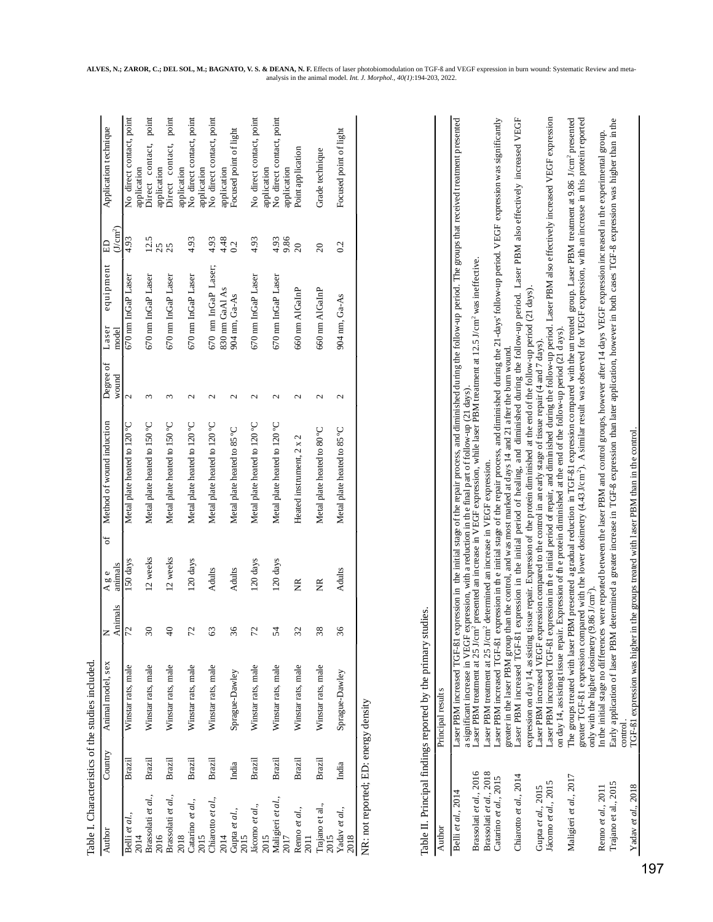Table I. Characteristics of the studies included.

| Author | Country | Animal model, sex | N Animals | Age of animals | Method of wound induction | Degree of wound | Laser equipment model | ED (J/cm²) | Application technique |
|---|---|---|---|---|---|---|---|---|---|
| Belli *et al.*, 2014 | Brazil | Winstar rats, male | 72 | 150 days | Metal plate heated to 120 °C | 2 | 670 nm InGaP Laser | 4.93 | No direct contact, point application |
| Brassolati *et al.*, 2016 | Brazil | Winstar rats, male | 30 | 12 weeks | Metal plate heated to 150 °C | 3 | 670 nm InGaP Laser | 12.5<br>25 | Direct contact, point application |
| Brassolati *et al.*, 2018 | Brazil | Winstar rats, male | 40 | 12 weeks | Metal plate heated to 150 °C | 3 | 670 nm InGaP Laser | 25 | Direct contact, point application |
| Catarino *et al.*, 2015 | Brazil | Winstar rats, male | 72 | 120 days | Metal plate heated to 120 °C | 2 | 670 nm InGaP Laser | 4.93 | No direct contact, point application |
| Chiarotto *et al.*, 2014 | Brazil | Winstar rats, male | 63 | Adults | Metal plate heated to 120 °C | 2 | 670 nm InGaP Laser; 830 nm GaAl As | 4.93<br>4.48 | No direct contact, point application |
| Gupta *et al.*, 2015 | India | Sprague-Dawley | 36 | Adults | Metal plate heated to 85 °C | 2 | 904 nm, Ga-As | 0.2 | Focused point of light |
| Jácomo *et al.*, 2015 | Brazil | Winstar rats, male | 72 | 120 days | Metal plate heated to 120 °C | 2 | 670 nm InGaP Laser | 4.93 | No direct contact, point application |
| Maligieri *et al.*, 2017 | Brazil | Winstar rats, male | 54 | 120 days | Metal plate heated to 120 °C | 2 | 670 nm InGaP Laser | 4.93<br>9.86 | No direct contact, point application |
| Renno *et al.*, 2011 | Brazil | Winstar rats, male | 32 | NR | Heated instrument, 2 x 2 | 2 | 660 nm AlGaInP | 20 | Point application |
| Trajano et al., 2015 | Brazil | Winstar rats, male | 38 | NR | Metal plate heated to 80 °C | 2 | 660 nm AlGaInP | 20 | Grade technique |
| Yadav *et al.*, 2018 | India | Sprague-Dawley | 36 | Adults | Metal plate heated to 85 °C | 2 | 904 nm, Ga-As | 0.2 | Focused point of light |

NR: not reported; ED: energy density

Table II. Principal findings reported by the primary studies.

| Author | Principal results |
|---|---|
| Belli *et al.*, 2014 | Laser PBM increased TGF-ß1 expression in the initial stage of the repair process, and diminished during the follow-up period. The groups that received treatment presented a significant increase in VEGF expression, with a reduction in the final part of follow-up (21 days). |
| Brassolati *et al.*, 2016 | Laser PBM treatment at 25 J/cm² presented an increase in VEGF expression, while laser PBM treatment at 12.5 J/cm² was ineffective. |
| Brassolati *et al.*, 2018 | Laser PBM treatment at 25 J/cm² determined an increase in VEGF expression. |
| Catarino *et al.*, 2015 | Laser PBM increased TGF-ß1 expression in the initial stage of the repair process, and diminished during the 21-days' follow-up period. VEGF expression was significantly greater in the laser PBM group than the control, and was most marked at days 14 and 21 after the burn wound. |
| Chiarotto *et al.*, 2014 | Laser PBM increased TGF-ß1 expression in the initial period of healing, and diminished during the follow-up period. Laser PBM also effectively increased VEGF expression on day 14, assisting tissue repair. Expression of the protein diminished at the end of the follow-up period (21 days). |
| Gupta *et al.*, 2015 | Laser PBM increased VEGF expression compared to the control in an early stage of tissue repair (4 and 7 days). |
| Jácomo *et al.*, 2015 | Laser PBM increased TGF-ß1 expression in the initial period of repair, and diminished during the follow-up period. Laser PBM also effectively increased VEGF expression on day 14, assisting tissue repair. Expression of the protein diminished at the end of the follow-up period (21 days). |
| Maligieri *et al.*, 2017 | The groups treated with laser PBM presented a gradual reduction in TGF-ß1 expression compared with the untreated group. Laser PBM treatment at 9.86 J/cm² presented greater TGF-ß1 expression compared with the lower dosimetry (4.43 J/cm²). A similar result was observed for VEGF expression, with an increase in this protein reported only with the higher dosimetry (9.86 J/cm²). |
| Renno *et al.*, 2011 | In the initial stage no differences were reported between the laser PBM and control groups, however after 14 days VEGF expression increased in the experimental group. |
| Trajano et al., 2015 | Early application of laser PBM determined a greater increase in TGF-ß expression than later application, however in both cases TGF-ß expression was higher than in the control. |
| Yadav *et al.*, 2018 | TGF-ß1 expression was higher in the groups treated with laser PBM than in the control. |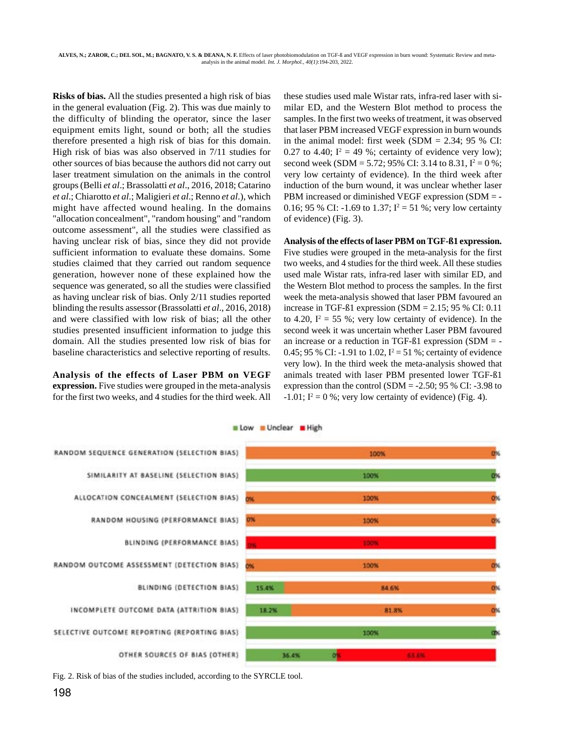**Risks of bias.** All the studies presented a high risk of bias in the general evaluation (Fig. 2). This was due mainly to the difficulty of blinding the operator, since the laser equipment emits light, sound or both; all the studies therefore presented a high risk of bias for this domain. High risk of bias was also observed in 7/11 studies for other sources of bias because the authors did not carry out laser treatment simulation on the animals in the control groups (Belli *et al*.; Brassolatti *et al*., 2016, 2018; Catarino *et al*.; Chiarotto *et al*.; Maligieri *et al*.; Renno *et al*.), which might have affected wound healing. In the domains "allocation concealment", "random housing" and "random outcome assessment", all the studies were classified as having unclear risk of bias, since they did not provide sufficient information to evaluate these domains. Some studies claimed that they carried out random sequence generation, however none of these explained how the sequence was generated, so all the studies were classified as having unclear risk of bias. Only 2/11 studies reported blinding the results assessor (Brassolatti *et al*., 2016, 2018) and were classified with low risk of bias; all the other studies presented insufficient information to judge this domain. All the studies presented low risk of bias for baseline characteristics and selective reporting of results.

**Analysis of the effects of Laser PBM on VEGF expression.** Five studies were grouped in the meta-analysis for the first two weeks, and 4 studies for the third week. All these studies used male Wistar rats, infra-red laser with similar ED, and the Western Blot method to process the samples. In the first two weeks of treatment, it was observed that laser PBM increased VEGF expression in burn wounds in the animal model: first week (SDM = 2.34; 95 % CI: 0.27 to 4.40; $I^2$ = 49 %; certainty of evidence very low); second week (SDM = 5.72; 95% CI: 3.14 to 8.31, $I^2$ = 0 %; very low certainty of evidence). In the third week after induction of the burn wound, it was unclear whether laser PBM increased or diminished VEGF expression (SDM = -0.16; 95 % CI: -1.69 to 1.37; $I^2$ = 51 %; very low certainty of evidence) (Fig. 3).

**Analysis of the effects of laser PBM on TGF-ß1 expression.** Five studies were grouped in the meta-analysis for the first two weeks, and 4 studies for the third week. All these studies used male Wistar rats, infra-red laser with similar ED, and the Western Blot method to process the samples. In the first week the meta-analysis showed that laser PBM favoured an increase in TGF-ß1 expression (SDM = 2.15; 95 % CI: 0.11 to 4.20, $I^2$ = 55 %; very low certainty of evidence). In the second week it was uncertain whether Laser PBM favoured an increase or a reduction in TGF-ß1 expression (SDM = -0.45; 95 % CI: -1.91 to 1.02, $I^2$ = 51 %; certainty of evidence very low). In the third week the meta-analysis showed that animals treated with laser PBM presented lower TGF-ß1 expression than the control (SDM = -2.50; 95 % CI: -3.98 to -1.01; $I^2$ = 0 %; very low certainty of evidence) (Fig. 4).

| Domain | Low | Unclear | High |
|---|---|---|---|
| Random sequence generation (selection bias) | | 100% | 0% |
| Similarity at baseline (selection bias) | 100% | | 0% |
| Allocation concealment (selection bias) | 0% | 100% | 0% |
| Random housing (performance bias) | 0% | 100% | 0% |
| Blinding (performance bias) | 0% | | 100% |
| Random outcome assessment (detection bias) | 0% | 100% | 0% |
| Blinding (detection bias) | 15.4% | 84.6% | 0% |
| Incomplete outcome data (attrition bias) | 18.2% | 81.8% | 0% |
| Selective outcome reporting (reporting bias) | 100% | | 0% |
| Other sources of bias (other) | 36.4% | 0% | 63.6% |

Fig. 2. Risk of bias of the studies included, according to the SYRCLE tool.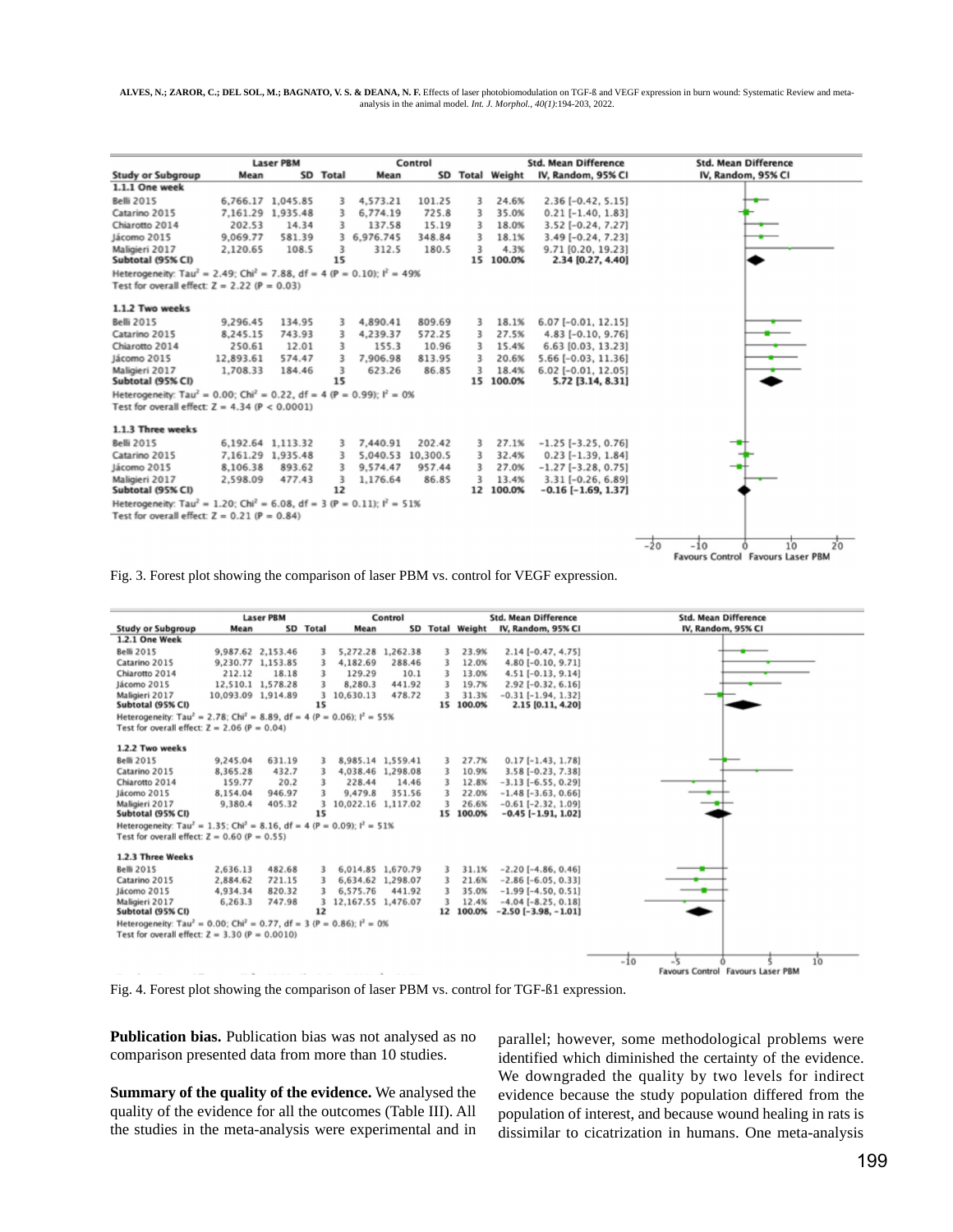| Study or Subgroup | Laser PBM Mean | Laser PBM SD | Laser PBM Total | Control Mean | Control SD | Control Total | Weight | Std. Mean Difference IV, Random, 95% CI |
|---|---|---|---|---|---|---|---|---|
| **1.1.1 One week** | | | | | | | | |
| Belli 2015 | 6,766.17 | 1,045.85 | 3 | 4,573.21 | 101.25 | 3 | 24.6% | 2.36 [−0.42, 5.15] |
| Catarino 2015 | 7,161.29 | 1,935.48 | 3 | 6,774.19 | 725.8 | 3 | 35.0% | 0.21 [−1.40, 1.83] |
| Chiarotto 2014 | 202.53 | 14.34 | 3 | 137.58 | 15.19 | 3 | 18.0% | 3.52 [−0.24, 7.27] |
| Jácomo 2015 | 9,069.77 | 581.39 | 3 | 6,976.745 | 348.84 | 3 | 18.1% | 3.49 [−0.24, 7.23] |
| Maligieri 2017 | 2,120.65 | 108.5 | 3 | 312.5 | 180.5 | 3 | 4.3% | 9.71 [0.20, 19.23] |
| **Subtotal (95% CI)** | | | **15** | | | **15** | **100.0%** | **2.34 [0.27, 4.40]** |
| Heterogeneity: $Tau^2 = 2.49$; $Chi^2 = 7.88$, df = 4 ($P = 0.10$); $I^2 = 49\%$ | | | | | | | | |
| Test for overall effect: $Z = 2.22$ ($P = 0.03$) | | | | | | | | |
| **1.1.2 Two weeks** | | | | | | | | |
| Belli 2015 | 9,296.45 | 134.95 | 3 | 4,890.41 | 809.69 | 3 | 18.1% | 6.07 [−0.01, 12.15] |
| Catarino 2015 | 8,245.15 | 743.93 | 3 | 4,239.37 | 572.25 | 3 | 27.5% | 4.83 [−0.10, 9.76] |
| Chiarotto 2014 | 250.61 | 12.01 | 3 | 155.3 | 10.96 | 3 | 15.4% | 6.63 [0.03, 13.23] |
| Jácomo 2015 | 12,893.61 | 574.47 | 3 | 7,906.98 | 813.95 | 3 | 20.6% | 5.66 [−0.03, 11.36] |
| Maligieri 2017 | 1,708.33 | 184.46 | 3 | 623.26 | 86.85 | 3 | 18.4% | 6.02 [−0.01, 12.05] |
| **Subtotal (95% CI)** | | | **15** | | | **15** | **100.0%** | **5.72 [3.14, 8.31]** |
| Heterogeneity: $Tau^2 = 0.00$; $Chi^2 = 0.22$, df = 4 ($P = 0.99$); $I^2 = 0\%$ | | | | | | | | |
| Test for overall effect: $Z = 4.34$ ($P < 0.0001$) | | | | | | | | |
| **1.1.3 Three weeks** | | | | | | | | |
| Belli 2015 | 6,192.64 | 1,113.32 | 3 | 7,440.91 | 202.42 | 3 | 27.1% | −1.25 [−3.25, 0.76] |
| Catarino 2015 | 7,161.29 | 1,935.48 | 3 | 5,040.53 | 10,300.5 | 3 | 32.4% | 0.23 [−1.39, 1.84] |
| Jácomo 2015 | 8,106.38 | 893.62 | 3 | 9,574.47 | 957.44 | 3 | 27.0% | −1.27 [−3.28, 0.75] |
| Maligieri 2017 | 2,598.09 | 477.43 | 3 | 1,176.64 | 86.85 | 3 | 13.4% | 3.31 [−0.26, 6.89] |
| **Subtotal (95% CI)** | | | **12** | | | **12** | **100.0%** | **−0.16 [−1.69, 1.37]** |
| Heterogeneity: $Tau^2 = 1.20$; $Chi^2 = 6.08$, df = 3 ($P = 0.11$); $I^2 = 51\%$ | | | | | | | | |
| Test for overall effect: $Z = 0.21$ ($P = 0.84$) | | | | | | | | |

Fig. 3. Forest plot showing the comparison of laser PBM vs. control for VEGF expression.

| Study or Subgroup | Laser PBM Mean | Laser PBM SD | Laser PBM Total | Control Mean | Control SD | Control Total | Weight | Std. Mean Difference IV, Random, 95% CI |
|---|---|---|---|---|---|---|---|---|
| **1.2.1 One Week** | | | | | | | | |
| Belli 2015 | 9,987.62 | 2,153.46 | 3 | 5,272.28 | 1,262.38 | 3 | 23.9% | 2.14 [−0.47, 4.75] |
| Catarino 2015 | 9,230.77 | 1,153.85 | 3 | 4,182.69 | 288.46 | 3 | 12.0% | 4.80 [−0.10, 9.71] |
| Chiarotto 2014 | 212.12 | 18.18 | 3 | 129.29 | 10.1 | 3 | 13.0% | 4.51 [−0.13, 9.14] |
| Jácomo 2015 | 12,510.1 | 1,578.28 | 3 | 8,280.3 | 441.92 | 3 | 19.7% | 2.92 [−0.32, 6.16] |
| Maligieri 2017 | 10,093.09 | 1,914.89 | 3 | 10,630.13 | 478.72 | 3 | 31.3% | −0.31 [−1.94, 1.32] |
| **Subtotal (95% CI)** | | | **15** | | | **15** | **100.0%** | **2.15 [0.11, 4.20]** |
| Heterogeneity: $Tau^2 = 2.78$; $Chi^2 = 8.89$, df = 4 ($P = 0.06$); $I^2 = 55\%$ | | | | | | | | |
| Test for overall effect: $Z = 2.06$ ($P = 0.04$) | | | | | | | | |
| **1.2.2 Two weeks** | | | | | | | | |
| Belli 2015 | 9,245.04 | 631.19 | 3 | 8,985.14 | 1,559.41 | 3 | 27.7% | 0.17 [−1.43, 1.78] |
| Catarino 2015 | 8,365.28 | 432.7 | 3 | 4,038.46 | 1,298.08 | 3 | 10.9% | 3.58 [−0.23, 7.38] |
| Chiarotto 2014 | 159.77 | 20.2 | 3 | 228.44 | 14.46 | 3 | 12.8% | −3.13 [−6.55, 0.29] |
| Jácomo 2015 | 8,154.04 | 946.97 | 3 | 9,479.8 | 351.56 | 3 | 22.0% | −1.48 [−3.63, 0.66] |
| Maligieri 2017 | 9,380.4 | 405.32 | 3 | 10,022.16 | 1,117.02 | 3 | 26.6% | −0.61 [−2.32, 1.09] |
| **Subtotal (95% CI)** | | | **15** | | | **15** | **100.0%** | **−0.45 [−1.91, 1.02]** |
| Heterogeneity: $Tau^2 = 1.35$; $Chi^2 = 8.16$, df = 4 ($P = 0.09$); $I^2 = 51\%$ | | | | | | | | |
| Test for overall effect: $Z = 0.60$ ($P = 0.55$) | | | | | | | | |
| **1.2.3 Three Weeks** | | | | | | | | |
| Belli 2015 | 2,636.13 | 482.68 | 3 | 6,014.85 | 1,670.79 | 3 | 31.1% | −2.20 [−4.86, 0.46] |
| Catarino 2015 | 2,884.62 | 721.15 | 3 | 6,634.62 | 1,298.07 | 3 | 21.6% | −2.86 [−6.05, 0.33] |
| Jácomo 2015 | 4,934.34 | 820.32 | 3 | 6,575.76 | 441.92 | 3 | 35.0% | −1.99 [−4.50, 0.51] |
| Maligieri 2017 | 6,263.3 | 747.98 | 3 | 12,167.55 | 1,476.07 | 3 | 12.4% | −4.04 [−8.25, 0.18] |
| **Subtotal (95% CI)** | | | **12** | | | **12** | **100.0%** | **−2.50 [−3.98, −1.01]** |
| Heterogeneity: $Tau^2 = 0.00$; $Chi^2 = 0.77$, df = 3 ($P = 0.86$); $I^2 = 0\%$ | | | | | | | | |
| Test for overall effect: $Z = 3.30$ ($P = 0.0010$) | | | | | | | | |

Fig. 4. Forest plot showing the comparison of laser PBM vs. control for TGF-ß1 expression.

**Publication bias.** Publication bias was not analysed as no comparison presented data from more than 10 studies.

**Summary of the quality of the evidence.** We analysed the quality of the evidence for all the outcomes (Table III). All the studies in the meta-analysis were experimental and in parallel; however, some methodological problems were identified which diminished the certainty of the evidence. We downgraded the quality by two levels for indirect evidence because the study population differed from the population of interest, and because wound healing in rats is dissimilar to cicatrization in humans. One meta-analysis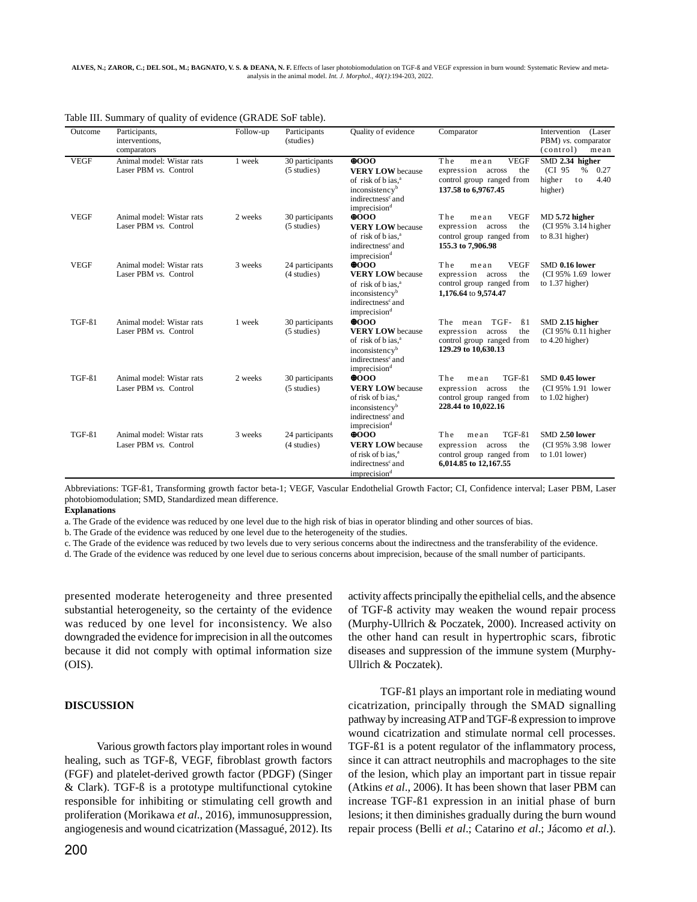Table III. Summary of quality of evidence (GRADE SoF table).

| Outcome | Participants, interventions, comparators | Follow-up | Participants (studies) | Quality of evidence | Comparator | Intervention (Laser PBM) *vs.* comparator (control) mean |
|---|---|---|---|---|---|---|
| VEGF | Animal model: Wistar rats Laser PBM *vs.* Control | 1 week | 30 participants (5 studies) | ⊕OOO **VERY LOW** because of risk of b ias,[a] inconsistency[b] indirectness[c] and imprecision[d] | The mean VEGF expression across the control group ranged from **137.58 to 6,9767.45** | SMD **2.34 higher** (CI 95 % 0.27 higher to 4.40 higher) |
| VEGF | Animal model: Wistar rats Laser PBM *vs.* Control | 2 weeks | 30 participants (5 studies) | ⊕OOO **VERY LOW** because of risk of b ias,[a] indirectness[c] and imprecision[d] | The mean VEGF expression across the control group ranged from **155.3 to 7,906.98** | MD **5.72 higher** (CI 95% 3.14 higher to 8.31 higher) |
| VEGF | Animal model: Wistar rats Laser PBM *vs.* Control | 3 weeks | 24 participants (4 studies) | ⊕OOO **VERY LOW** because of risk of b ias,[a] inconsistency[b] indirectness[c] and imprecision[d] | The mean VEGF expression across the control group ranged from **1,176.64** to **9,574.47** | SMD **0.16 lower** (CI 95% 1.69 lower to 1.37 higher) |
| TGF-ß1 | Animal model: Wistar rats Laser PBM *vs.* Control | 1 week | 30 participants (5 studies) | ⊕OOO **VERY LOW** because of risk of b ias,[a] inconsistency[b] indirectness[c] and imprecision[d] | The mean TGF- ß1 expression across the control group ranged from **129.29 to 10,630.13** | SMD **2.15 higher** (CI 95% 0.11 higher to 4.20 higher) |
| TGF-ß1 | Animal model: Wistar rats Laser PBM *vs.* Control | 2 weeks | 30 participants (5 studies) | ⊕OOO **VERY LOW** because of risk of b ias,[a] inconsistency[b] indirectness[c] and imprecision[d] | The mean TGF-ß1 expression across the control group ranged from **228.44 to 10,022.16** | SMD **0.45 lower** (CI 95% 1.91 lower to 1.02 higher) |
| TGF-ß1 | Animal model: Wistar rats Laser PBM *vs.* Control | 3 weeks | 24 participants (4 studies) | ⊕OOO **VERY LOW** because of risk of b ias,[a] indirectness[c] and imprecision[d] | The mean TGF-ß1 expression across the control group ranged from **6,014.85 to 12,167.55** | SMD **2.50 lower** (CI 95% 3.98 lower to 1.01 lower) |

Abbreviations: TGF-ß1, Transforming growth factor beta-1; VEGF, Vascular Endothelial Growth Factor; CI, Confidence interval; Laser PBM, Laser photobiomodulation; SMD, Standardized mean difference.

**Explanations**

a. The Grade of the evidence was reduced by one level due to the high risk of bias in operator blinding and other sources of bias.

b. The Grade of the evidence was reduced by one level due to the heterogeneity of the studies.

c. The Grade of the evidence was reduced by two levels due to very serious concerns about the indirectness and the transferability of the evidence.

d. The Grade of the evidence was reduced by one level due to serious concerns about imprecision, because of the small number of participants.

presented moderate heterogeneity and three presented substantial heterogeneity, so the certainty of the evidence was reduced by one level for inconsistency. We also downgraded the evidence for imprecision in all the outcomes because it did not comply with optimal information size (OIS).

## DISCUSSION

Various growth factors play important roles in wound healing, such as TGF-ß, VEGF, fibroblast growth factors (FGF) and platelet-derived growth factor (PDGF) (Singer & Clark). TGF-ß is a prototype multifunctional cytokine responsible for inhibiting or stimulating cell growth and proliferation (Morikawa *et al*., 2016), immunosuppression, angiogenesis and wound cicatrization (Massagué, 2012). Its activity affects principally the epithelial cells, and the absence of TGF-ß activity may weaken the wound repair process (Murphy-Ullrich & Poczatek, 2000). Increased activity on the other hand can result in hypertrophic scars, fibrotic diseases and suppression of the immune system (Murphy-Ullrich & Poczatek).

TGF-ß1 plays an important role in mediating wound cicatrization, principally through the SMAD signalling pathway by increasing ATP and TGF-ß expression to improve wound cicatrization and stimulate normal cell processes. TGF-ß1 is a potent regulator of the inflammatory process, since it can attract neutrophils and macrophages to the site of the lesion, which play an important part in tissue repair (Atkins *et al*., 2006). It has been shown that laser PBM can increase TGF-ß1 expression in an initial phase of burn lesions; it then diminishes gradually during the burn wound repair process (Belli *et al*.; Catarino *et al*.; Jácomo *et al*.).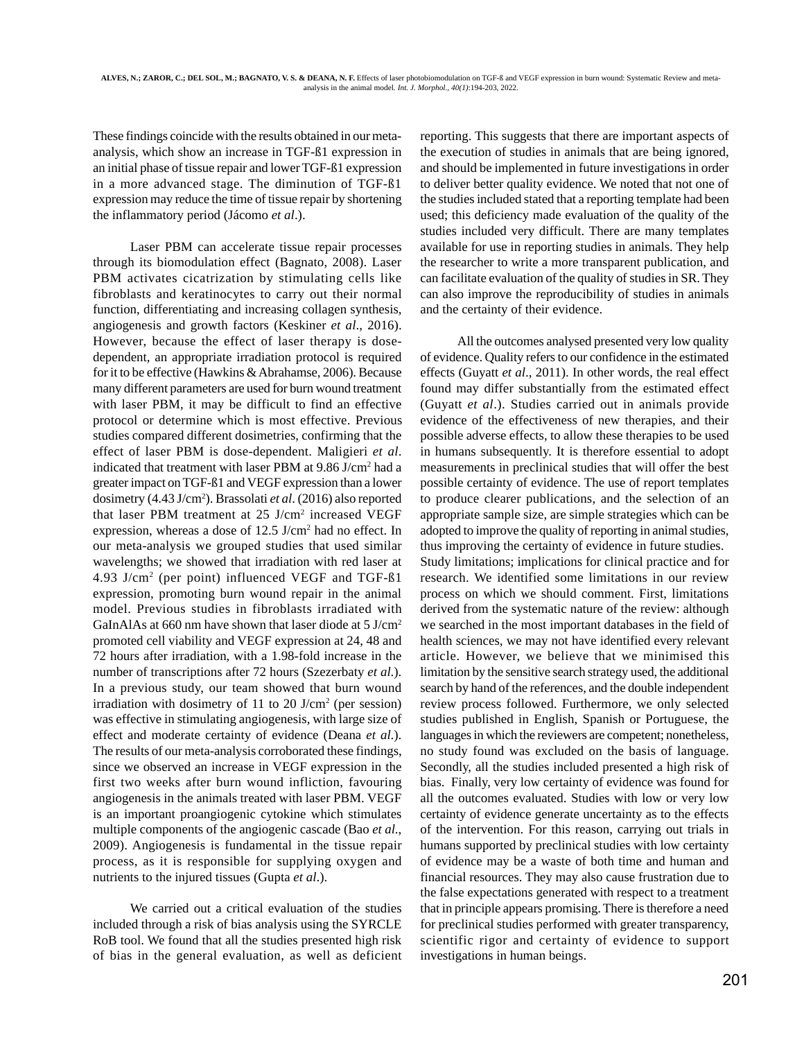These findings coincide with the results obtained in our meta-analysis, which show an increase in TGF-ß1 expression in an initial phase of tissue repair and lower TGF-ß1 expression in a more advanced stage. The diminution of TGF-ß1 expression may reduce the time of tissue repair by shortening the inflammatory period (Jácomo *et al*.).

Laser PBM can accelerate tissue repair processes through its biomodulation effect (Bagnato, 2008). Laser PBM activates cicatrization by stimulating cells like fibroblasts and keratinocytes to carry out their normal function, differentiating and increasing collagen synthesis, angiogenesis and growth factors (Keskiner *et al*., 2016). However, because the effect of laser therapy is dose-dependent, an appropriate irradiation protocol is required for it to be effective (Hawkins & Abrahamse, 2006). Because many different parameters are used for burn wound treatment with laser PBM, it may be difficult to find an effective protocol or determine which is most effective. Previous studies compared different dosimetries, confirming that the effect of laser PBM is dose-dependent. Maligieri *et al*. indicated that treatment with laser PBM at 9.86 J/cm$^2$ had a greater impact on TGF-ß1 and VEGF expression than a lower dosimetry (4.43 J/cm$^2$). Brassolati *et al*. (2016) also reported that laser PBM treatment at 25 J/cm$^2$ increased VEGF expression, whereas a dose of 12.5 J/cm$^2$ had no effect. In our meta-analysis we grouped studies that used similar wavelengths; we showed that irradiation with red laser at 4.93 J/cm$^2$ (per point) influenced VEGF and TGF-ß1 expression, promoting burn wound repair in the animal model. Previous studies in fibroblasts irradiated with GaInAlAs at 660 nm have shown that laser diode at 5 J/cm$^2$ promoted cell viability and VEGF expression at 24, 48 and 72 hours after irradiation, with a 1.98-fold increase in the number of transcriptions after 72 hours (Szezerbaty *et al*.). In a previous study, our team showed that burn wound irradiation with dosimetry of 11 to 20 J/cm$^2$ (per session) was effective in stimulating angiogenesis, with large size of effect and moderate certainty of evidence (Deana *et al*.). The results of our meta-analysis corroborated these findings, since we observed an increase in VEGF expression in the first two weeks after burn wound infliction, favouring angiogenesis in the animals treated with laser PBM. VEGF is an important proangiogenic cytokine which stimulates multiple components of the angiogenic cascade (Bao *et al*., 2009). Angiogenesis is fundamental in the tissue repair process, as it is responsible for supplying oxygen and nutrients to the injured tissues (Gupta *et al*.).

We carried out a critical evaluation of the studies included through a risk of bias analysis using the SYRCLE RoB tool. We found that all the studies presented high risk of bias in the general evaluation, as well as deficient reporting. This suggests that there are important aspects of the execution of studies in animals that are being ignored, and should be implemented in future investigations in order to deliver better quality evidence. We noted that not one of the studies included stated that a reporting template had been used; this deficiency made evaluation of the quality of the studies included very difficult. There are many templates available for use in reporting studies in animals. They help the researcher to write a more transparent publication, and can facilitate evaluation of the quality of studies in SR. They can also improve the reproducibility of studies in animals and the certainty of their evidence.

All the outcomes analysed presented very low quality of evidence. Quality refers to our confidence in the estimated effects (Guyatt *et al*., 2011). In other words, the real effect found may differ substantially from the estimated effect (Guyatt *et al*.). Studies carried out in animals provide evidence of the effectiveness of new therapies, and their possible adverse effects, to allow these therapies to be used in humans subsequently. It is therefore essential to adopt measurements in preclinical studies that will offer the best possible certainty of evidence. The use of report templates to produce clearer publications, and the selection of an appropriate sample size, are simple strategies which can be adopted to improve the quality of reporting in animal studies, thus improving the certainty of evidence in future studies.

Study limitations; implications for clinical practice and for research. We identified some limitations in our review process on which we should comment. First, limitations derived from the systematic nature of the review: although we searched in the most important databases in the field of health sciences, we may not have identified every relevant article. However, we believe that we minimised this limitation by the sensitive search strategy used, the additional search by hand of the references, and the double independent review process followed. Furthermore, we only selected studies published in English, Spanish or Portuguese, the languages in which the reviewers are competent; nonetheless, no study found was excluded on the basis of language. Secondly, all the studies included presented a high risk of bias. Finally, very low certainty of evidence was found for all the outcomes evaluated. Studies with low or very low certainty of evidence generate uncertainty as to the effects of the intervention. For this reason, carrying out trials in humans supported by preclinical studies with low certainty of evidence may be a waste of both time and human and financial resources. They may also cause frustration due to the false expectations generated with respect to a treatment that in principle appears promising. There is therefore a need for preclinical studies performed with greater transparency, scientific rigor and certainty of evidence to support investigations in human beings.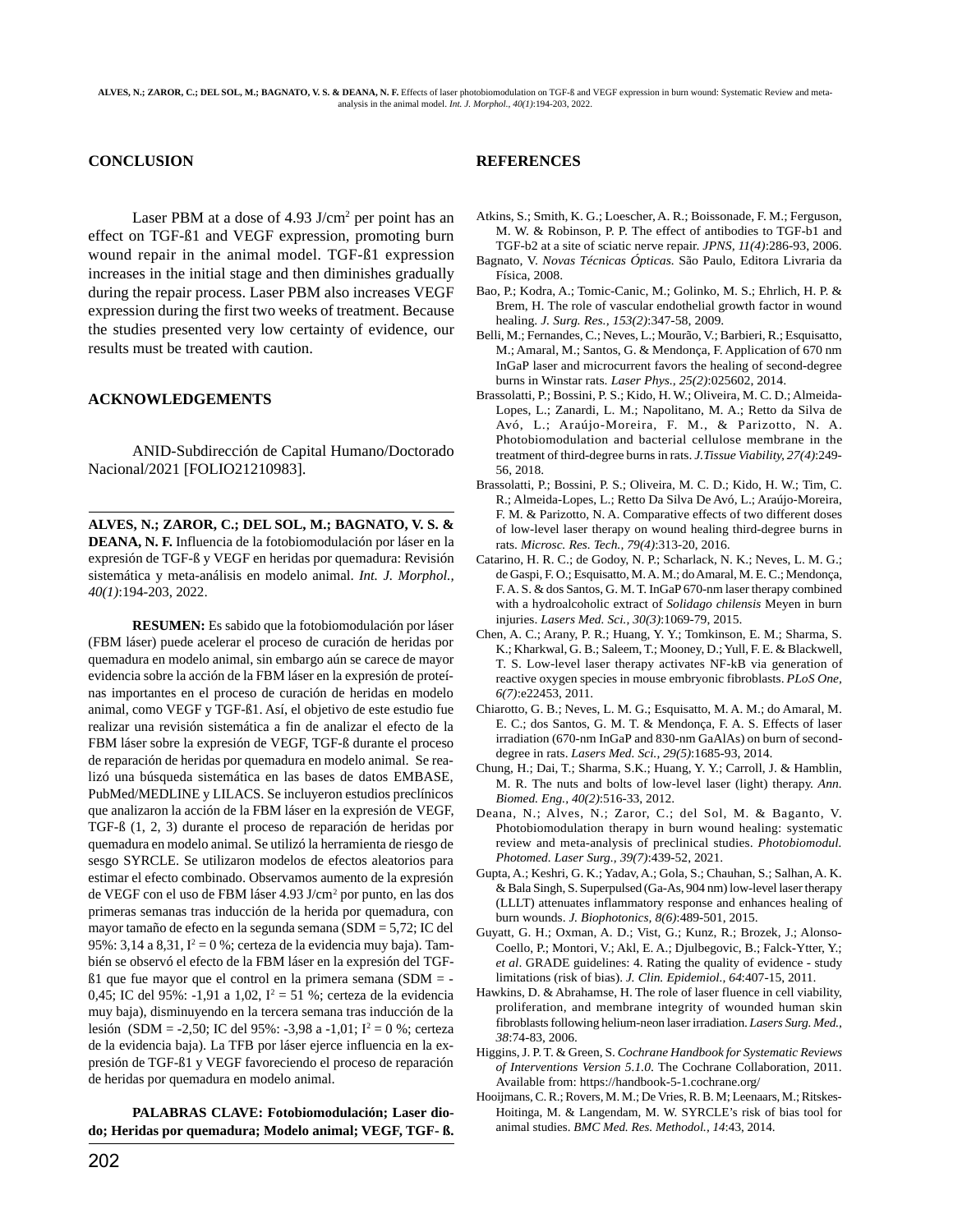## CONCLUSION

Laser PBM at a dose of 4.93 J/cm$^2$ per point has an effect on TGF-ß1 and VEGF expression, promoting burn wound repair in the animal model. TGF-ß1 expression increases in the initial stage and then diminishes gradually during the repair process. Laser PBM also increases VEGF expression during the first two weeks of treatment. Because the studies presented very low certainty of evidence, our results must be treated with caution.

## ACKNOWLEDGEMENTS

ANID-Subdirección de Capital Humano/Doctorado Nacional/2021 [FOLIO21210983].

---

**ALVES, N.; ZAROR, C.; DEL SOL, M.; BAGNATO, V. S. & DEANA, N. F.** Influencia de la fotobiomodulación por láser en la expresión de TGF-ß y VEGF en heridas por quemadura: Revisión sistemática y meta-análisis en modelo animal. *Int. J. Morphol., 40(1)*:194-203, 2022.

**RESUMEN:** Es sabido que la fotobiomodulación por láser (FBM láser) puede acelerar el proceso de curación de heridas por quemadura en modelo animal, sin embargo aún se carece de mayor evidencia sobre la acción de la FBM láser en la expresión de proteínas importantes en el proceso de curación de heridas en modelo animal, como VEGF y TGF-ß1. Así, el objetivo de este estudio fue realizar una revisión sistemática a fin de analizar el efecto de la FBM láser sobre la expresión de VEGF, TGF-ß durante el proceso de reparación de heridas por quemadura en modelo animal. Se realizó una búsqueda sistemática en las bases de datos EMBASE, PubMed/MEDLINE y LILACS. Se incluyeron estudios preclínicos que analizaron la acción de la FBM láser en la expresión de VEGF, TGF-ß (1, 2, 3) durante el proceso de reparación de heridas por quemadura en modelo animal. Se utilizó la herramienta de riesgo de sesgo SYRCLE. Se utilizaron modelos de efectos aleatorios para estimar el efecto combinado. Observamos aumento de la expresión de VEGF con el uso de FBM láser 4.93 J/cm$^2$ por punto, en las dos primeras semanas tras inducción de la herida por quemadura, con mayor tamaño de efecto en la segunda semana (SDM = 5,72; IC del 95%: 3,14 a 8,31, $I^2$ = 0 %; certeza de la evidencia muy baja). También se observó el efecto de la FBM láser en la expresión del TGF-ß1 que fue mayor que el control en la primera semana (SDM = -0,45; IC del 95%: -1,91 a 1,02, $I^2$ = 51 %; certeza de la evidencia muy baja), disminuyendo en la tercera semana tras inducción de la lesión (SDM = -2,50; IC del 95%: -3,98 a -1,01; $I^2$ = 0 %; certeza de la evidencia baja). La TFB por láser ejerce influencia en la expresión de TGF-ß1 y VEGF favoreciendo el proceso de reparación de heridas por quemadura en modelo animal.

**PALABRAS CLAVE: Fotobiomodulación; Laser diodo; Heridas por quemadura; Modelo animal; VEGF, TGF- ß.**

---

## REFERENCES

Atkins, S.; Smith, K. G.; Loescher, A. R.; Boissonade, F. M.; Ferguson, M. W. & Robinson, P. P. The effect of antibodies to TGF-b1 and TGF-b2 at a site of sciatic nerve repair. *JPNS, 11(4)*:286-93, 2006.

Bagnato, V. *Novas Técnicas Ópticas.* São Paulo, Editora Livraria da Física, 2008.

Bao, P.; Kodra, A.; Tomic-Canic, M.; Golinko, M. S.; Ehrlich, H. P. & Brem, H. The role of vascular endothelial growth factor in wound healing. *J. Surg. Res., 153(2)*:347-58, 2009.

Belli, M.; Fernandes, C.; Neves, L.; Mourão, V.; Barbieri, R.; Esquisatto, M.; Amaral, M.; Santos, G. & Mendonça, F. Application of 670 nm InGaP laser and microcurrent favors the healing of second-degree burns in Winstar rats. *Laser Phys., 25(2)*:025602, 2014.

Brassolatti, P.; Bossini, P. S.; Kido, H. W.; Oliveira, M. C. D.; Almeida-Lopes, L.; Zanardi, L. M.; Napolitano, M. A.; Retto da Silva de Avó, L.; Araújo-Moreira, F. M., & Parizotto, N. A. Photobiomodulation and bacterial cellulose membrane in the treatment of third-degree burns in rats. *J.Tissue Viability, 27(4)*:249-56, 2018.

Brassolatti, P.; Bossini, P. S.; Oliveira, M. C. D.; Kido, H. W.; Tim, C. R.; Almeida-Lopes, L.; Retto Da Silva De Avó, L.; Araújo-Moreira, F. M. & Parizotto, N. A. Comparative effects of two different doses of low-level laser therapy on wound healing third-degree burns in rats. *Microsc. Res. Tech., 79(4)*:313-20, 2016.

Catarino, H. R. C.; de Godoy, N. P.; Scharlack, N. K.; Neves, L. M. G.; de Gaspi, F. O.; Esquisatto, M. A. M.; do Amaral, M. E. C.; Mendonça, F. A. S. & dos Santos, G. M. T. InGaP 670-nm laser therapy combined with a hydroalcoholic extract of *Solidago chilensis* Meyen in burn injuries. *Lasers Med. Sci., 30(3)*:1069-79, 2015.

Chen, A. C.; Arany, P. R.; Huang, Y. Y.; Tomkinson, E. M.; Sharma, S. K.; Kharkwal, G. B.; Saleem, T.; Mooney, D.; Yull, F. E. & Blackwell, T. S. Low-level laser therapy activates NF-kB via generation of reactive oxygen species in mouse embryonic fibroblasts. *PLoS One, 6(7)*:e22453, 2011.

Chiarotto, G. B.; Neves, L. M. G.; Esquisatto, M. A. M.; do Amaral, M. E. C.; dos Santos, G. M. T. & Mendonça, F. A. S. Effects of laser irradiation (670-nm InGaP and 830-nm GaAlAs) on burn of second-degree in rats. *Lasers Med. Sci., 29(5)*:1685-93, 2014.

Chung, H.; Dai, T.; Sharma, S.K.; Huang, Y. Y.; Carroll, J. & Hamblin, M. R. The nuts and bolts of low-level laser (light) therapy. *Ann. Biomed. Eng., 40(2)*:516-33, 2012.

Deana, N.; Alves, N.; Zaror, C.; del Sol, M. & Baganto, V. Photobiomodulation therapy in burn wound healing: systematic review and meta-analysis of preclinical studies. *Photobiomodul. Photomed. Laser Surg., 39(7)*:439-52, 2021.

Gupta, A.; Keshri, G. K.; Yadav, A.; Gola, S.; Chauhan, S.; Salhan, A. K. & Bala Singh, S. Superpulsed (Ga-As, 904 nm) low-level laser therapy (LLLT) attenuates inflammatory response and enhances healing of burn wounds. *J. Biophotonics, 8(6)*:489-501, 2015.

Guyatt, G. H.; Oxman, A. D.; Vist, G.; Kunz, R.; Brozek, J.; Alonso-Coello, P.; Montori, V.; Akl, E. A.; Djulbegovic, B.; Falck-Ytter, Y.; *et al*. GRADE guidelines: 4. Rating the quality of evidence - study limitations (risk of bias). *J. Clin. Epidemiol., 64*:407-15, 2011.

Hawkins, D. & Abrahamse, H. The role of laser fluence in cell viability, proliferation, and membrane integrity of wounded human skin fibroblasts following helium-neon laser irradiation. *Lasers Surg. Med., 38*:74-83, 2006.

Higgins, J. P. T. & Green, S. *Cochrane Handbook for Systematic Reviews of Interventions Version 5.1.0*. The Cochrane Collaboration, 2011. Available from: https://handbook-5-1.cochrane.org/

Hooijmans, C. R.; Rovers, M. M.; De Vries, R. B. M; Leenaars, M.; Ritskes-Hoitinga, M. & Langendam, M. W. SYRCLE's risk of bias tool for animal studies. *BMC Med. Res. Methodol., 14*:43, 2014.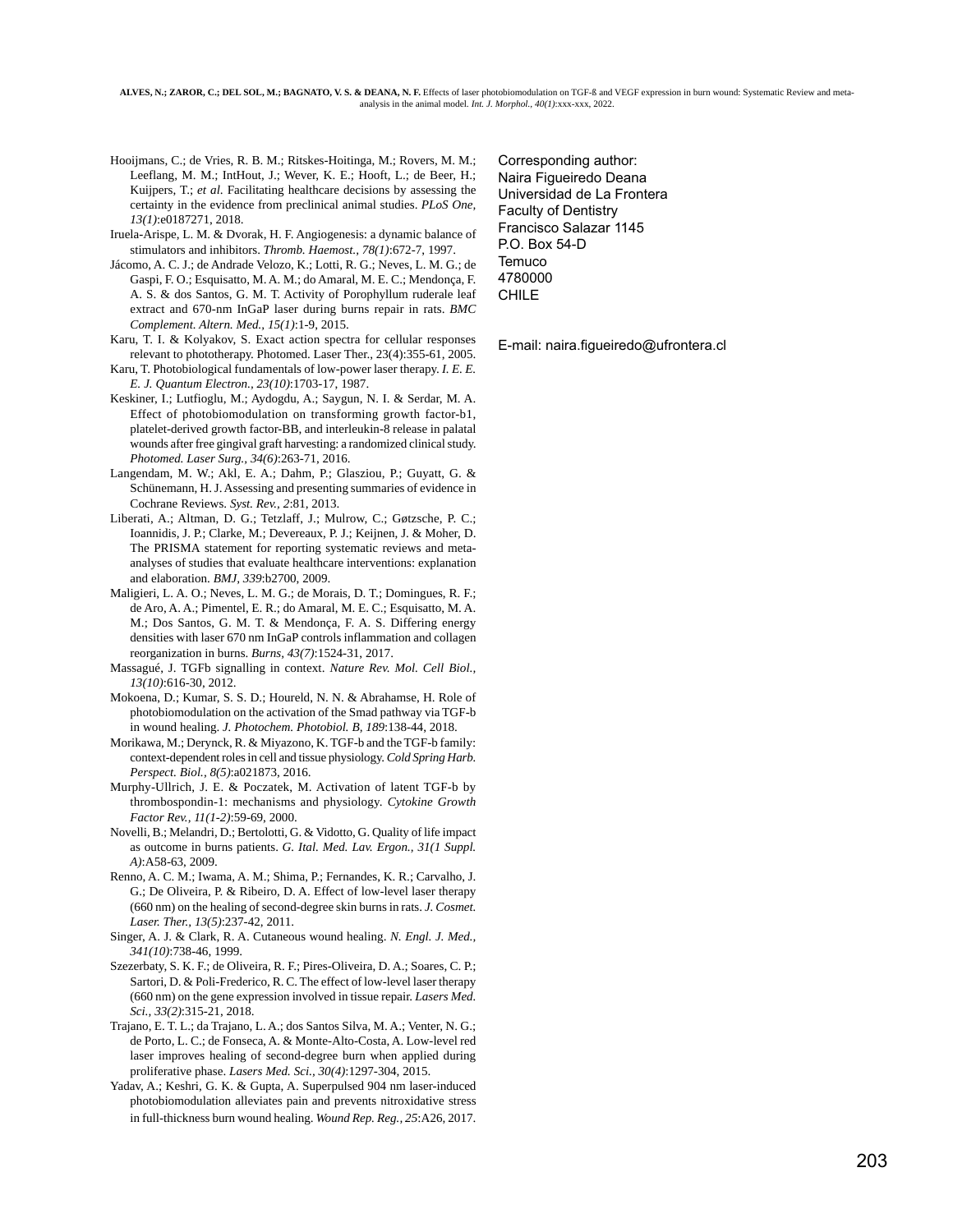Hooijmans, C.; de Vries, R. B. M.; Ritskes-Hoitinga, M.; Rovers, M. M.; Leeflang, M. M.; IntHout, J.; Wever, K. E.; Hooft, L.; de Beer, H.; Kuijpers, T.; *et al.* Facilitating healthcare decisions by assessing the certainty in the evidence from preclinical animal studies. *PLoS One, 13(1)*:e0187271, 2018.

Iruela-Arispe, L. M. & Dvorak, H. F. Angiogenesis: a dynamic balance of stimulators and inhibitors. *Thromb. Haemost., 78(1)*:672-7, 1997.

Jácomo, A. C. J.; de Andrade Velozo, K.; Lotti, R. G.; Neves, L. M. G.; de Gaspi, F. O.; Esquisatto, M. A. M.; do Amaral, M. E. C.; Mendonça, F. A. S. & dos Santos, G. M. T. Activity of Porophyllum ruderale leaf extract and 670-nm InGaP laser during burns repair in rats. *BMC Complement. Altern. Med., 15(1)*:1-9, 2015.

Karu, T. I. & Kolyakov, S. Exact action spectra for cellular responses relevant to phototherapy. Photomed. Laser Ther., 23(4):355-61, 2005.

Karu, T. Photobiological fundamentals of low-power laser therapy. *I. E. E. E. J. Quantum Electron., 23(10)*:1703-17, 1987.

Keskiner, I.; Lutfioglu, M.; Aydogdu, A.; Saygun, N. I. & Serdar, M. A. Effect of photobiomodulation on transforming growth factor-b1, platelet-derived growth factor-BB, and interleukin-8 release in palatal wounds after free gingival graft harvesting: a randomized clinical study. *Photomed. Laser Surg., 34(6)*:263-71, 2016.

Langendam, M. W.; Akl, E. A.; Dahm, P.; Glasziou, P.; Guyatt, G. & Schünemann, H. J. Assessing and presenting summaries of evidence in Cochrane Reviews. *Syst. Rev., 2*:81, 2013.

Liberati, A.; Altman, D. G.; Tetzlaff, J.; Mulrow, C.; Gøtzsche, P. C.; Ioannidis, J. P.; Clarke, M.; Devereaux, P. J.; Keijnen, J. & Moher, D. The PRISMA statement for reporting systematic reviews and meta-analyses of studies that evaluate healthcare interventions: explanation and elaboration. *BMJ, 339*:b2700, 2009.

Maligieri, L. A. O.; Neves, L. M. G.; de Morais, D. T.; Domingues, R. F.; de Aro, A. A.; Pimentel, E. R.; do Amaral, M. E. C.; Esquisatto, M. A. M.; Dos Santos, G. M. T. & Mendonça, F. A. S. Differing energy densities with laser 670 nm InGaP controls inflammation and collagen reorganization in burns. *Burns, 43(7)*:1524-31, 2017.

Massagué, J. TGFb signalling in context. *Nature Rev. Mol. Cell Biol., 13(10)*:616-30, 2012.

Mokoena, D.; Kumar, S. S. D.; Houreld, N. N. & Abrahamse, H. Role of photobiomodulation on the activation of the Smad pathway via TGF-b in wound healing. *J. Photochem. Photobiol. B, 189*:138-44, 2018.

Morikawa, M.; Derynck, R. & Miyazono, K. TGF-b and the TGF-b family: context-dependent roles in cell and tissue physiology. *Cold Spring Harb. Perspect. Biol., 8(5)*:a021873, 2016.

Murphy-Ullrich, J. E. & Poczatek, M. Activation of latent TGF-b by thrombospondin-1: mechanisms and physiology. *Cytokine Growth Factor Rev., 11(1-2)*:59-69, 2000.

Novelli, B.; Melandri, D.; Bertolotti, G. & Vidotto, G. Quality of life impact as outcome in burns patients. *G. Ital. Med. Lav. Ergon., 31(1 Suppl. A)*:A58-63, 2009.

Renno, A. C. M.; Iwama, A. M.; Shima, P.; Fernandes, K. R.; Carvalho, J. G.; De Oliveira, P. & Ribeiro, D. A. Effect of low-level laser therapy (660 nm) on the healing of second-degree skin burns in rats. *J. Cosmet. Laser. Ther., 13(5)*:237-42, 2011.

Singer, A. J. & Clark, R. A. Cutaneous wound healing. *N. Engl. J. Med., 341(10)*:738-46, 1999.

Szezerbaty, S. K. F.; de Oliveira, R. F.; Pires-Oliveira, D. A.; Soares, C. P.; Sartori, D. & Poli-Frederico, R. C. The effect of low-level laser therapy (660 nm) on the gene expression involved in tissue repair. *Lasers Med. Sci., 33(2)*:315-21, 2018.

Trajano, E. T. L.; da Trajano, L. A.; dos Santos Silva, M. A.; Venter, N. G.; de Porto, L. C.; de Fonseca, A. & Monte-Alto-Costa, A. Low-level red laser improves healing of second-degree burn when applied during proliferative phase. *Lasers Med. Sci., 30(4)*:1297-304, 2015.

Yadav, A.; Keshri, G. K. & Gupta, A. Superpulsed 904 nm laser-induced photobiomodulation alleviates pain and prevents nitroxidative stress in full-thickness burn wound healing. *Wound Rep. Reg., 25*:A26, 2017.

Corresponding author:
Naira Figueiredo Deana
Universidad de La Frontera
Faculty of Dentistry
Francisco Salazar 1145
P.O. Box 54-D
Temuco
4780000
CHILE

E-mail: naira.figueiredo@ufrontera.cl